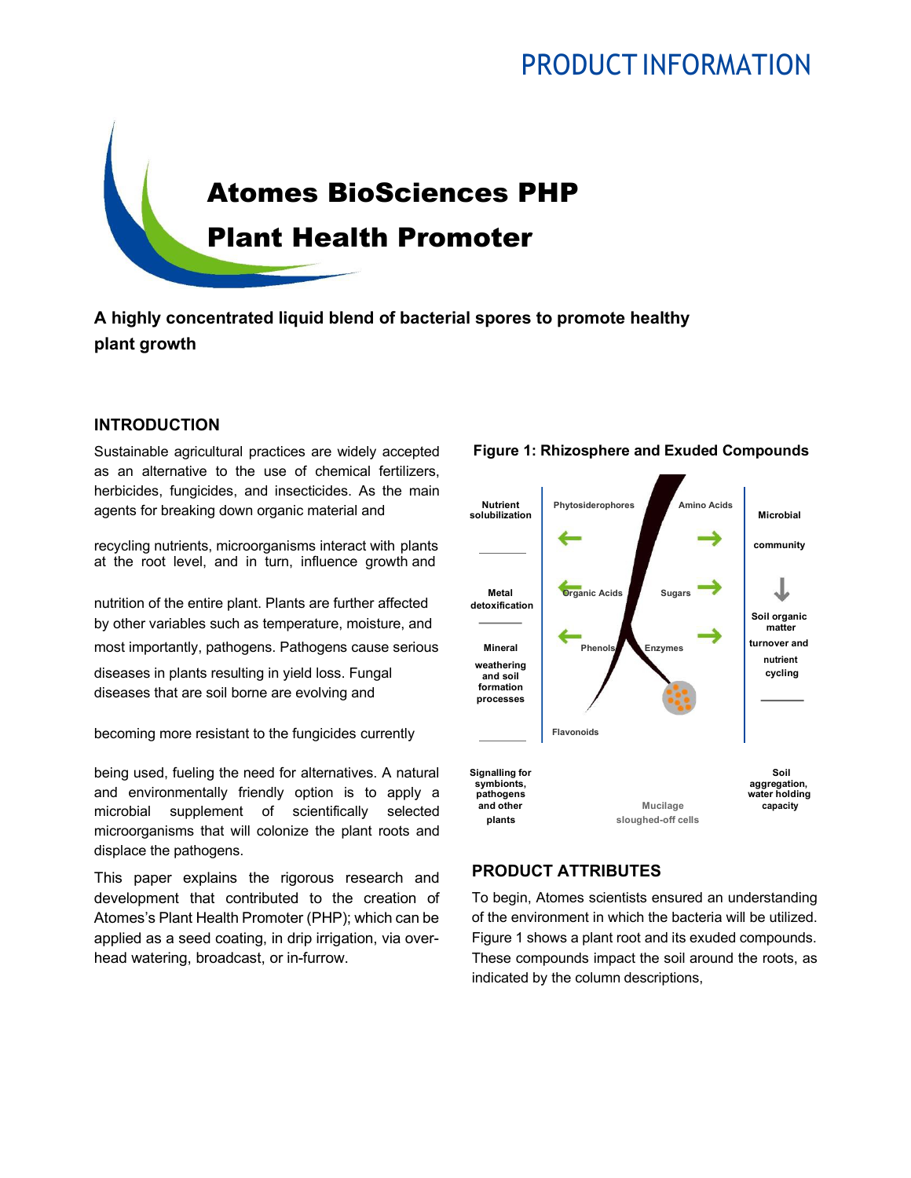# PRODUCT INFORMATION

# Atomes BioSciences PHP

# Plant Health Promoter

**A highly concentrated liquid blend of bacterial spores to promote healthy plant growth**

## INTRODUCTION

Sustainable agricultural practices are widely accepted as an alternative to the use of chemical fertilizers, herbicides, fungicides, and insecticides. As the main agents for breaking down organic material and recycling nutrients, microorganisms interact with plants at the root level, and in turn, influence growth and nutrition of the entire plant. Plants are further affected by other variables such as temperature, moisture, and most importantly, pathogens. Pathogens cause serious diseases in plants resulting in yield loss. Fungal diseases that are soil borne are evolving and becoming more resistant to the fungicides currently being used, fueling the need for alternatives. A natural and environmentally friendly option is to apply a microbial supplement of scientifically selected microorganisms that will colonize the plant roots and displace the pathogens.

This paper explains the rigorous research and development that contributed to the creation of Atomes's Plant Health Promoter (PHP); which can be applied as a seed coating, in drip irrigation, via over-head watering, broadcast, or in-furrow.

**Figure 1: Rhizosphere and Exuded Compounds**

Nutrient solubilization
Metal detoxification
Mineral weathering and soil formation processes
Signalling for symbionts, pathogens and other plants
Phytosiderophores
Amino Acids
Organic Acids
Sugars
Phenols
Enzymes
Flavonoids
Mucilage sloughed-off cells
Microbial community
Soil organic matter turnover and nutrient cycling
Soil aggregation, water holding capacity

## PRODUCT ATTRIBUTES

To begin, Atomes scientists ensured an understanding of the environment in which the bacteria will be utilized. Figure 1 shows a plant root and its exuded compounds. These compounds impact the soil around the roots, as indicated by the column descriptions,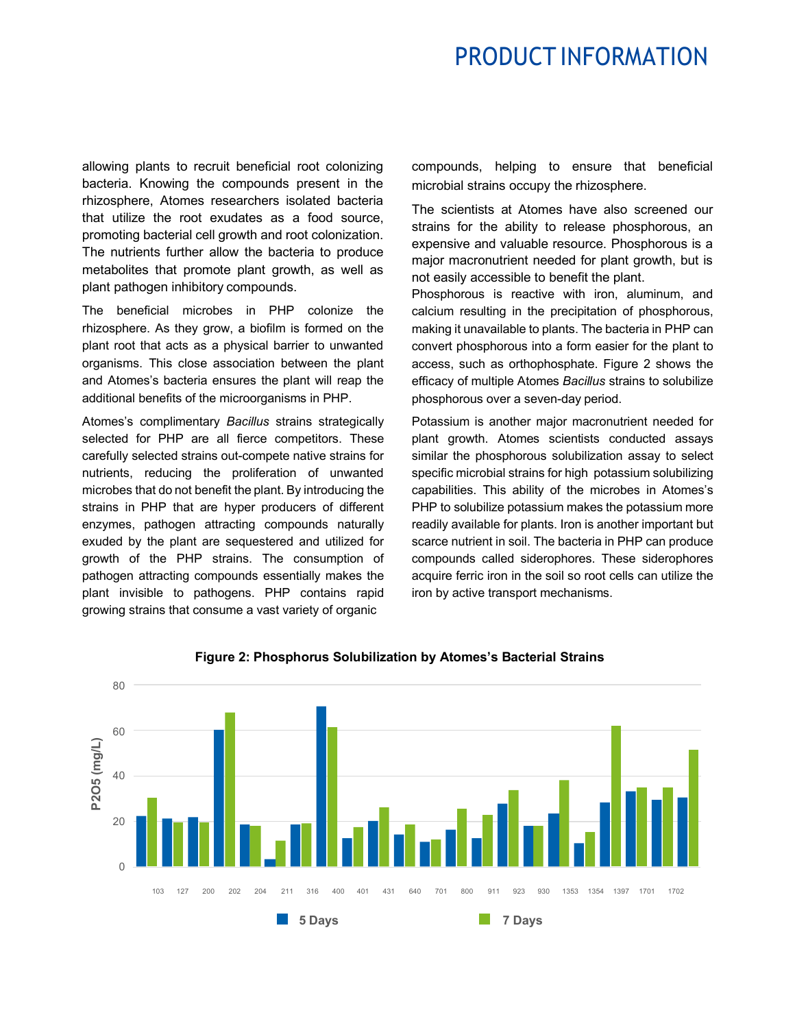allowing plants to recruit beneficial root colonizing bacteria. Knowing the compounds present in the rhizosphere, Atomes researchers isolated bacteria that utilize the root exudates as a food source, promoting bacterial cell growth and root colonization. The nutrients further allow the bacteria to produce metabolites that promote plant growth, as well as plant pathogen inhibitory compounds.

The beneficial microbes in PHP colonize the rhizosphere. As they grow, a biofilm is formed on the plant root that acts as a physical barrier to unwanted organisms. This close association between the plant and Atomes's bacteria ensures the plant will reap the additional benefits of the microorganisms in PHP.

Atomes's complimentary *Bacillus* strains strategically selected for PHP are all fierce competitors. These carefully selected strains out-compete native strains for nutrients, reducing the proliferation of unwanted microbes that do not benefit the plant. By introducing the strains in PHP that are hyper producers of different enzymes, pathogen attracting compounds naturally exuded by the plant are sequestered and utilized for growth of the PHP strains. The consumption of pathogen attracting compounds essentially makes the plant invisible to pathogens. PHP contains rapid growing strains that consume a vast variety of organic compounds, helping to ensure that beneficial microbial strains occupy the rhizosphere.

The scientists at Atomes have also screened our strains for the ability to release phosphorous, an expensive and valuable resource. Phosphorous is a major macronutrient needed for plant growth, but is not easily accessible to benefit the plant.
Phosphorous is reactive with iron, aluminum, and calcium resulting in the precipitation of phosphorous, making it unavailable to plants. The bacteria in PHP can convert phosphorous into a form easier for the plant to access, such as orthophosphate. Figure 2 shows the efficacy of multiple Atomes *Bacillus* strains to solubilize phosphorous over a seven-day period.

Potassium is another major macronutrient needed for plant growth. Atomes scientists conducted assays similar the phosphorous solubilization assay to select specific microbial strains for high potassium solubilizing capabilities. This ability of the microbes in Atomes's PHP to solubilize potassium makes the potassium more readily available for plants. Iron is another important but scarce nutrient in soil. The bacteria in PHP can produce compounds called siderophores. These siderophores acquire ferric iron in the soil so root cells can utilize the iron by active transport mechanisms.

**Figure 2: Phosphorus Solubilization by Atomes's Bacterial Strains**

P2O5 (mg/L)

80
60
40
20
0

103 127 200 202 204 211 316 400 401 431 640 701 800 911 923 930 1353 1354 1397 1701 1702

5 Days
7 Days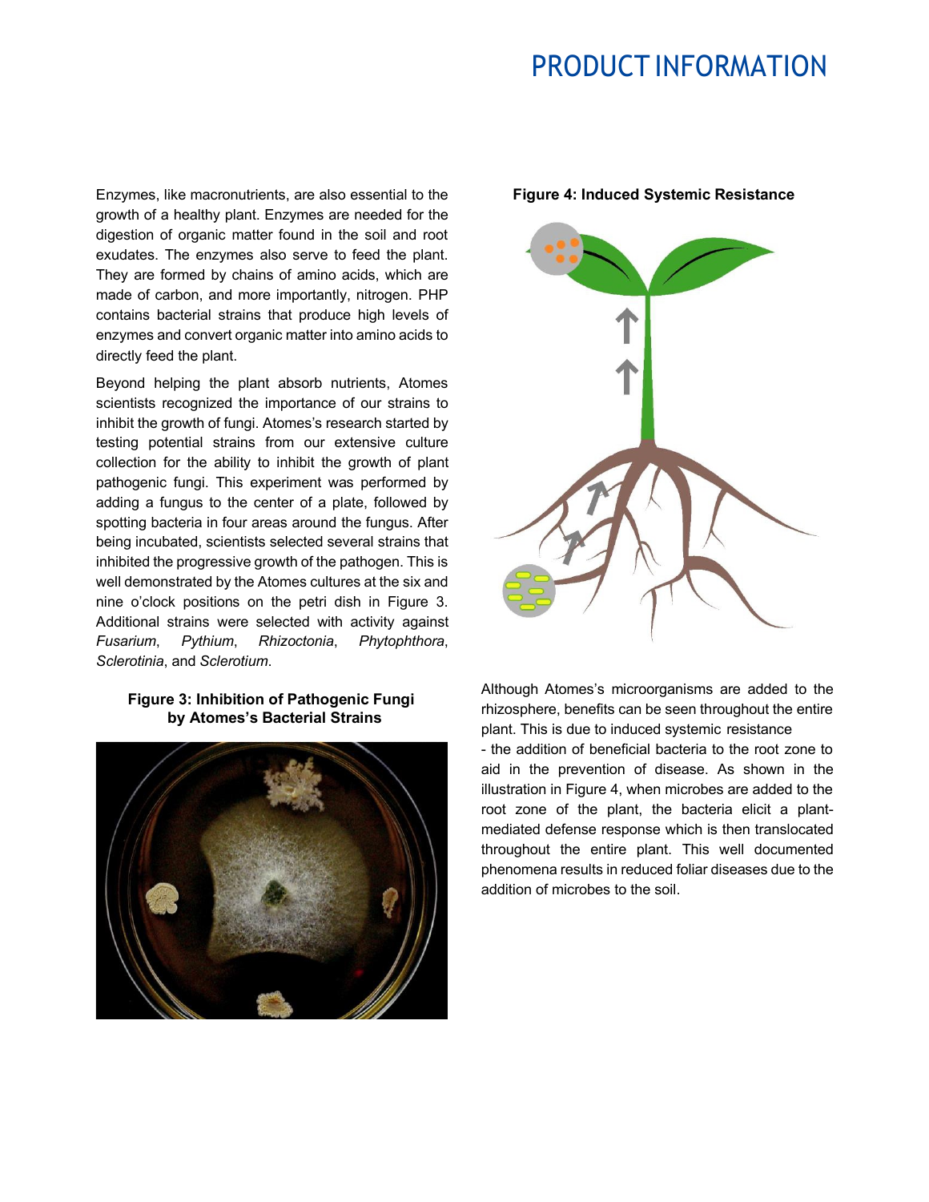# PRODUCT INFORMATION

Enzymes, like macronutrients, are also essential to the growth of a healthy plant. Enzymes are needed for the digestion of organic matter found in the soil and root exudates. The enzymes also serve to feed the plant. They are formed by chains of amino acids, which are made of carbon, and more importantly, nitrogen. PHP contains bacterial strains that produce high levels of enzymes and convert organic matter into amino acids to directly feed the plant.

Beyond helping the plant absorb nutrients, Atomes scientists recognized the importance of our strains to inhibit the growth of fungi. Atomes's research started by testing potential strains from our extensive culture collection for the ability to inhibit the growth of plant pathogenic fungi. This experiment was performed by adding a fungus to the center of a plate, followed by spotting bacteria in four areas around the fungus. After being incubated, scientists selected several strains that inhibited the progressive growth of the pathogen. This is well demonstrated by the Atomes cultures at the six and nine o'clock positions on the petri dish in Figure 3. Additional strains were selected with activity against *Fusarium*, *Pythium*, *Rhizoctonia*, *Phytophthora*, *Sclerotinia*, and *Sclerotium*.

**Figure 3: Inhibition of Pathogenic Fungi by Atomes's Bacterial Strains**

**Figure 4: Induced Systemic Resistance**

Although Atomes's microorganisms are added to the rhizosphere, benefits can be seen throughout the entire plant. This is due to induced systemic resistance - the addition of beneficial bacteria to the root zone to aid in the prevention of disease. As shown in the illustration in Figure 4, when microbes are added to the root zone of the plant, the bacteria elicit a plant-mediated defense response which is then translocated throughout the entire plant. This well documented phenomena results in reduced foliar diseases due to the addition of microbes to the soil.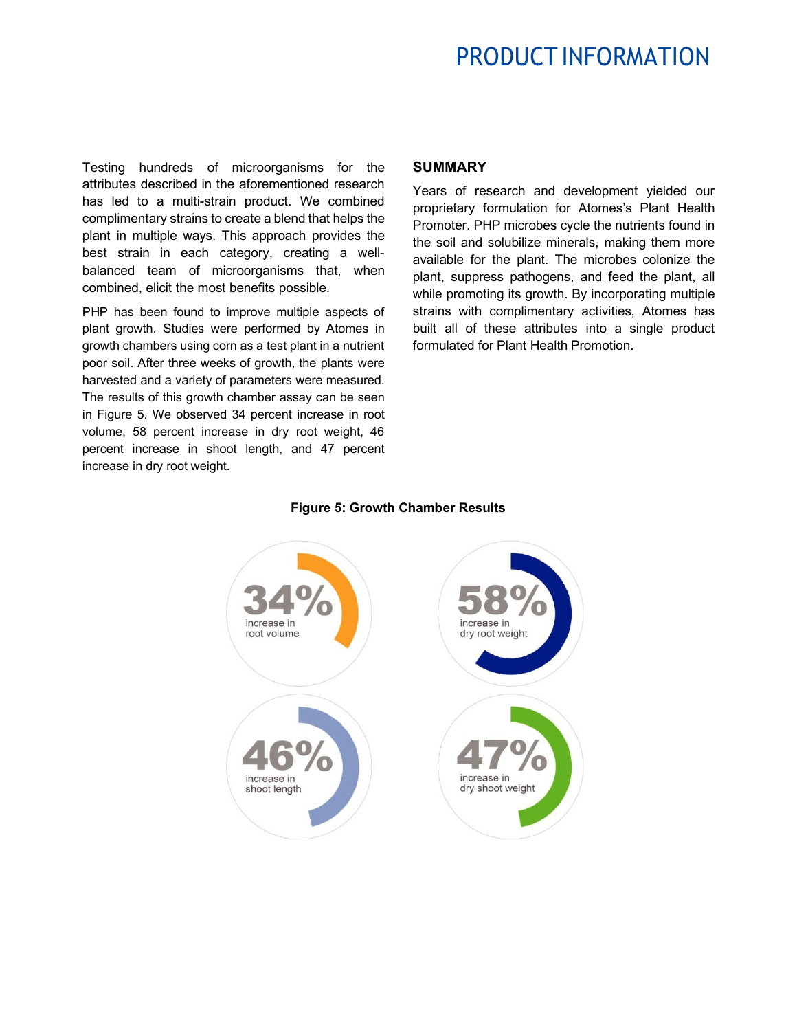# PRODUCT INFORMATION

Testing hundreds of microorganisms for the attributes described in the aforementioned research has led to a multi-strain product. We combined complimentary strains to create a blend that helps the plant in multiple ways. This approach provides the best strain in each category, creating a well-balanced team of microorganisms that, when combined, elicit the most benefits possible.

PHP has been found to improve multiple aspects of plant growth. Studies were performed by Atomes in growth chambers using corn as a test plant in a nutrient poor soil. After three weeks of growth, the plants were harvested and a variety of parameters were measured. The results of this growth chamber assay can be seen in Figure 5. We observed 34 percent increase in root volume, 58 percent increase in dry root weight, 46 percent increase in shoot length, and 47 percent increase in dry root weight.

## SUMMARY

Years of research and development yielded our proprietary formulation for Atomes's Plant Health Promoter. PHP microbes cycle the nutrients found in the soil and solubilize minerals, making them more available for the plant. The microbes colonize the plant, suppress pathogens, and feed the plant, all while promoting its growth. By incorporating multiple strains with complimentary activities, Atomes has built all of these attributes into a single product formulated for Plant Health Promotion.

**Figure 5: Growth Chamber Results**

**34%** increase in root volume

**58%** increase in dry root weight

**46%** increase in shoot length

**47%** increase in dry shoot weight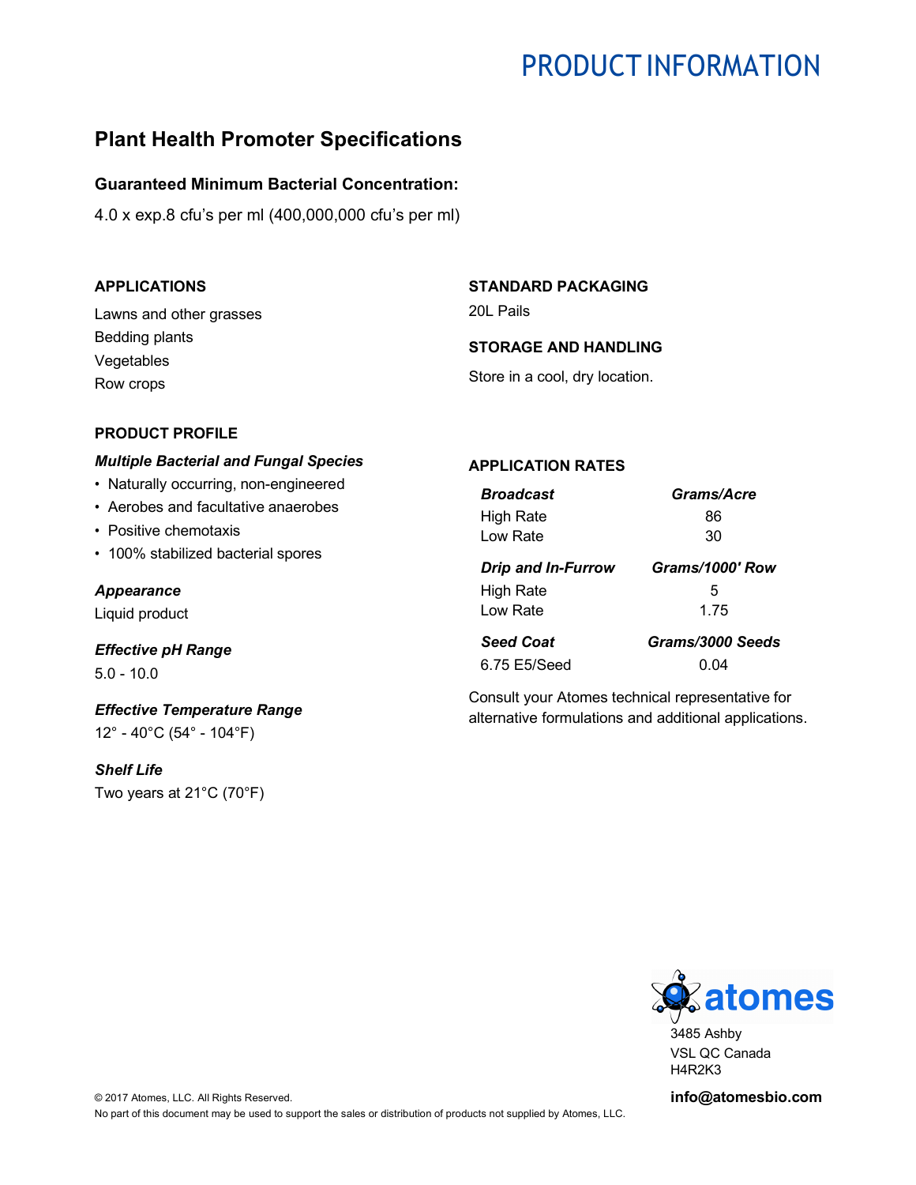# PRODUCT INFORMATION

## Plant Health Promoter Specifications

### Guaranteed Minimum Bacterial Concentration:

4.0 x exp.8 cfu's per ml (400,000,000 cfu's per ml)

### APPLICATIONS

Lawns and other grasses
Bedding plants
Vegetables
Row crops

### PRODUCT PROFILE

***Multiple Bacterial and Fungal Species***

- Naturally occurring, non-engineered
- Aerobes and facultative anaerobes
- Positive chemotaxis
- 100% stabilized bacterial spores

***Appearance***

Liquid product

***Effective pH Range***

5.0 - 10.0

***Effective Temperature Range***

12° - 40°C (54° - 104°F)

***Shelf Life***

Two years at 21°C (70°F)

### STANDARD PACKAGING

20L Pails

### STORAGE AND HANDLING

Store in a cool, dry location.

### APPLICATION RATES

| ***Broadcast*** | ***Grams/Acre*** |
|---|---|
| High Rate | 86 |
| Low Rate | 30 |
| ***Drip and In-Furrow*** | ***Grams/1000' Row*** |
| High Rate | 5 |
| Low Rate | 1.75 |
| ***Seed Coat*** | ***Grams/3000 Seeds*** |
| 6.75 E5/Seed | 0.04 |

Consult your Atomes technical representative for alternative formulations and additional applications.

atomes

3485 Ashby
VSL QC Canada
H4R2K3

**info@atomesbio.com**

© 2017 Atomes, LLC. All Rights Reserved.
No part of this document may be used to support the sales or distribution of products not supplied by Atomes, LLC.